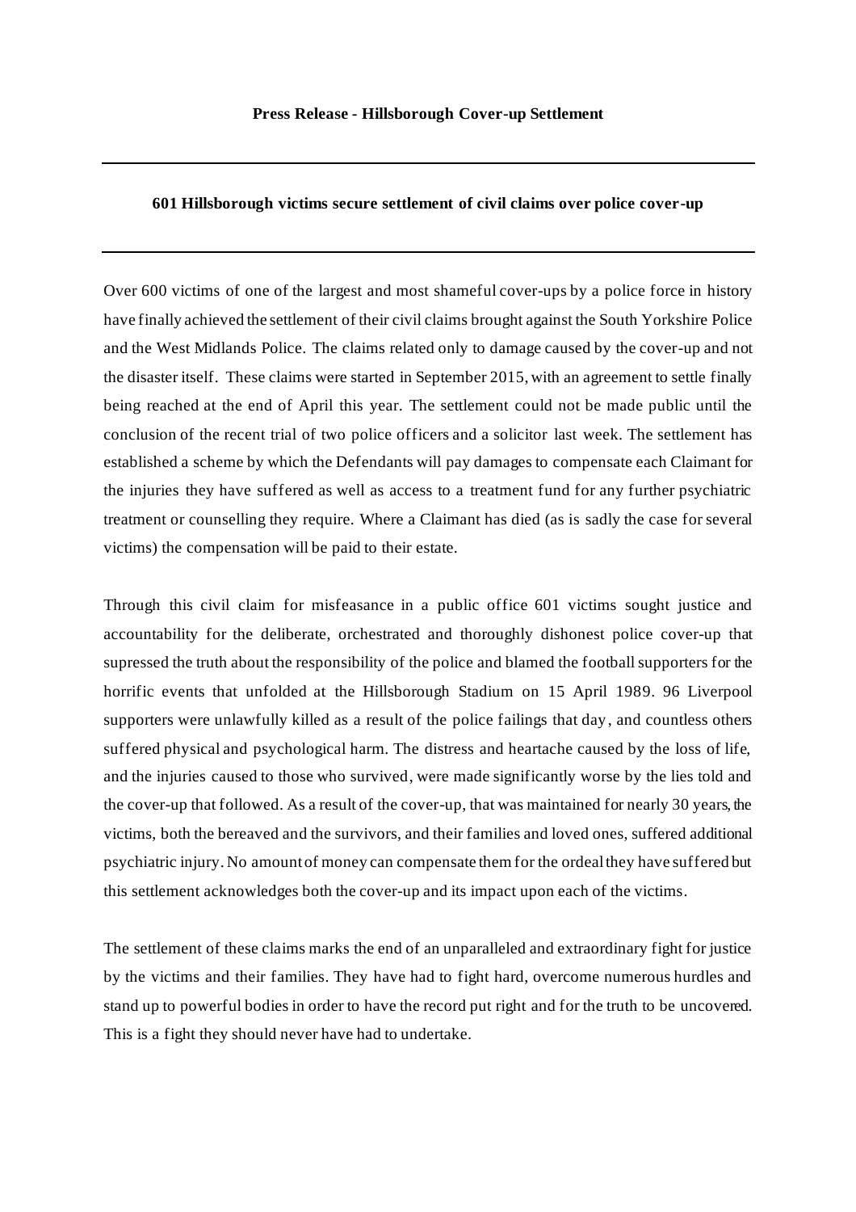**Press Release - Hillsborough Cover-up Settlement**

---

**601 Hillsborough victims secure settlement of civil claims over police cover-up**

---

Over 600 victims of one of the largest and most shameful cover-ups by a police force in history have finally achieved the settlement of their civil claims brought against the South Yorkshire Police and the West Midlands Police. The claims related only to damage caused by the cover-up and not the disaster itself. These claims were started in September 2015, with an agreement to settle finally being reached at the end of April this year. The settlement could not be made public until the conclusion of the recent trial of two police officers and a solicitor last week. The settlement has established a scheme by which the Defendants will pay damages to compensate each Claimant for the injuries they have suffered as well as access to a treatment fund for any further psychiatric treatment or counselling they require. Where a Claimant has died (as is sadly the case for several victims) the compensation will be paid to their estate.

Through this civil claim for misfeasance in a public office 601 victims sought justice and accountability for the deliberate, orchestrated and thoroughly dishonest police cover-up that supressed the truth about the responsibility of the police and blamed the football supporters for the horrific events that unfolded at the Hillsborough Stadium on 15 April 1989. 96 Liverpool supporters were unlawfully killed as a result of the police failings that day, and countless others suffered physical and psychological harm. The distress and heartache caused by the loss of life, and the injuries caused to those who survived, were made significantly worse by the lies told and the cover-up that followed. As a result of the cover-up, that was maintained for nearly 30 years, the victims, both the bereaved and the survivors, and their families and loved ones, suffered additional psychiatric injury. No amount of money can compensate them for the ordeal they have suffered but this settlement acknowledges both the cover-up and its impact upon each of the victims.

The settlement of these claims marks the end of an unparalleled and extraordinary fight for justice by the victims and their families. They have had to fight hard, overcome numerous hurdles and stand up to powerful bodies in order to have the record put right and for the truth to be uncovered. This is a fight they should never have had to undertake.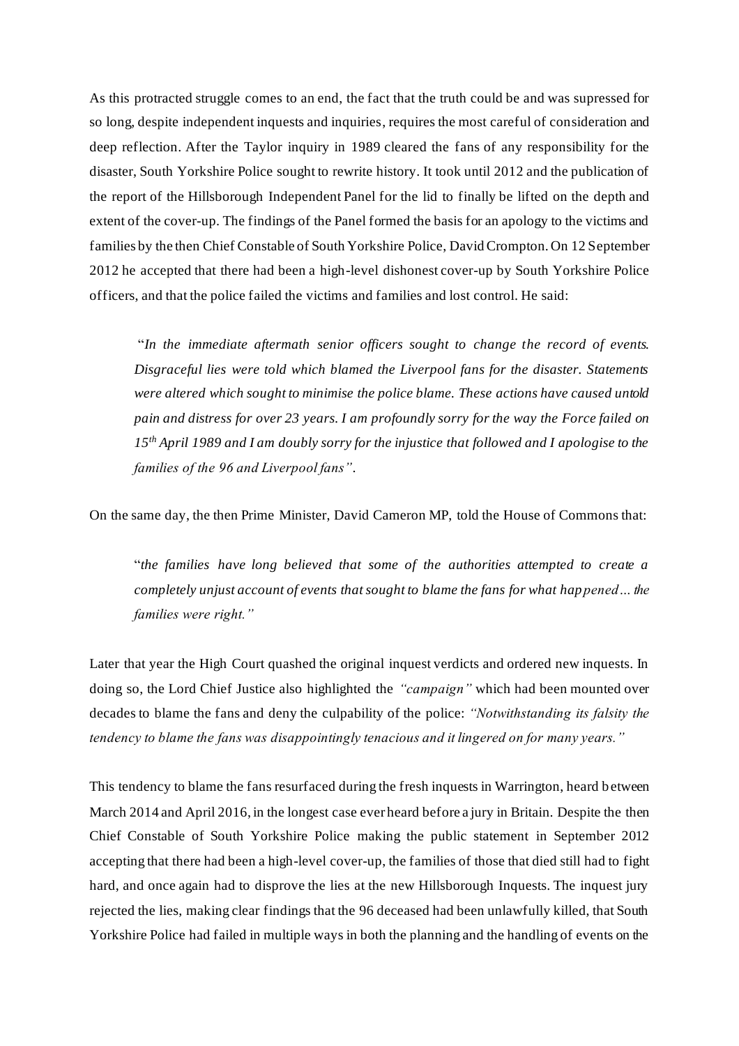As this protracted struggle comes to an end, the fact that the truth could be and was supressed for so long, despite independent inquests and inquiries, requires the most careful of consideration and deep reflection. After the Taylor inquiry in 1989 cleared the fans of any responsibility for the disaster, South Yorkshire Police sought to rewrite history. It took until 2012 and the publication of the report of the Hillsborough Independent Panel for the lid to finally be lifted on the depth and extent of the cover-up. The findings of the Panel formed the basis for an apology to the victims and families by the then Chief Constable of South Yorkshire Police, David Crompton. On 12 September 2012 he accepted that there had been a high-level dishonest cover-up by South Yorkshire Police officers, and that the police failed the victims and families and lost control. He said:

> "*In the immediate aftermath senior officers sought to change the record of events. Disgraceful lies were told which blamed the Liverpool fans for the disaster. Statements were altered which sought to minimise the police blame. These actions have caused untold pain and distress for over 23 years. I am profoundly sorry for the way the Force failed on 15th April 1989 and I am doubly sorry for the injustice that followed and I apologise to the families of the 96 and Liverpool fans*".

On the same day, the then Prime Minister, David Cameron MP, told the House of Commons that:

> "*the families have long believed that some of the authorities attempted to create a completely unjust account of events that sought to blame the fans for what happened… the families were right.*"

Later that year the High Court quashed the original inquest verdicts and ordered new inquests. In doing so, the Lord Chief Justice also highlighted the *"campaign"* which had been mounted over decades to blame the fans and deny the culpability of the police: *"Notwithstanding its falsity the tendency to blame the fans was disappointingly tenacious and it lingered on for many years."*

This tendency to blame the fans resurfaced during the fresh inquests in Warrington, heard between March 2014 and April 2016, in the longest case ever heard before a jury in Britain. Despite the then Chief Constable of South Yorkshire Police making the public statement in September 2012 accepting that there had been a high-level cover-up, the families of those that died still had to fight hard, and once again had to disprove the lies at the new Hillsborough Inquests. The inquest jury rejected the lies, making clear findings that the 96 deceased had been unlawfully killed, that South Yorkshire Police had failed in multiple ways in both the planning and the handling of events on the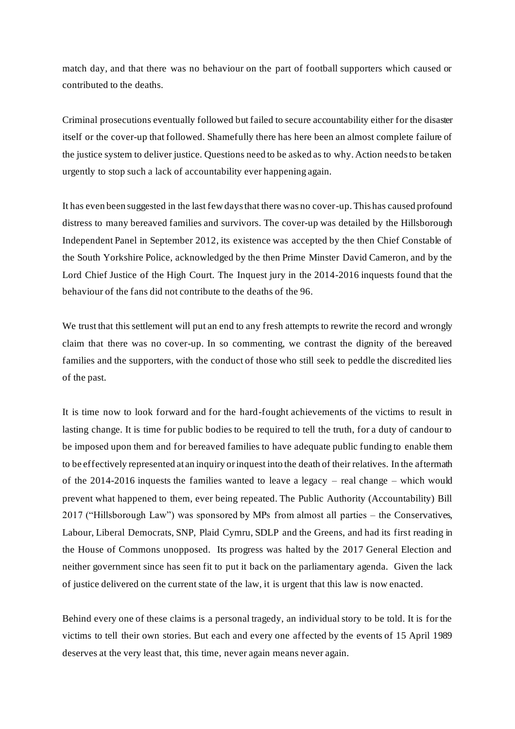match day, and that there was no behaviour on the part of football supporters which caused or contributed to the deaths.

Criminal prosecutions eventually followed but failed to secure accountability either for the disaster itself or the cover-up that followed. Shamefully there has here been an almost complete failure of the justice system to deliver justice. Questions need to be asked as to why. Action needs to be taken urgently to stop such a lack of accountability ever happening again.

It has even been suggested in the last few days that there was no cover-up. This has caused profound distress to many bereaved families and survivors. The cover-up was detailed by the Hillsborough Independent Panel in September 2012, its existence was accepted by the then Chief Constable of the South Yorkshire Police, acknowledged by the then Prime Minster David Cameron, and by the Lord Chief Justice of the High Court. The Inquest jury in the 2014-2016 inquests found that the behaviour of the fans did not contribute to the deaths of the 96.

We trust that this settlement will put an end to any fresh attempts to rewrite the record and wrongly claim that there was no cover-up. In so commenting, we contrast the dignity of the bereaved families and the supporters, with the conduct of those who still seek to peddle the discredited lies of the past.

It is time now to look forward and for the hard-fought achievements of the victims to result in lasting change. It is time for public bodies to be required to tell the truth, for a duty of candour to be imposed upon them and for bereaved families to have adequate public funding to enable them to be effectively represented at an inquiry or inquest into the death of their relatives. In the aftermath of the 2014-2016 inquests the families wanted to leave a legacy – real change – which would prevent what happened to them, ever being repeated. The Public Authority (Accountability) Bill 2017 ("Hillsborough Law") was sponsored by MPs from almost all parties – the Conservatives, Labour, Liberal Democrats, SNP, Plaid Cymru, SDLP and the Greens, and had its first reading in the House of Commons unopposed. Its progress was halted by the 2017 General Election and neither government since has seen fit to put it back on the parliamentary agenda. Given the lack of justice delivered on the current state of the law, it is urgent that this law is now enacted.

Behind every one of these claims is a personal tragedy, an individual story to be told. It is for the victims to tell their own stories. But each and every one affected by the events of 15 April 1989 deserves at the very least that, this time, never again means never again.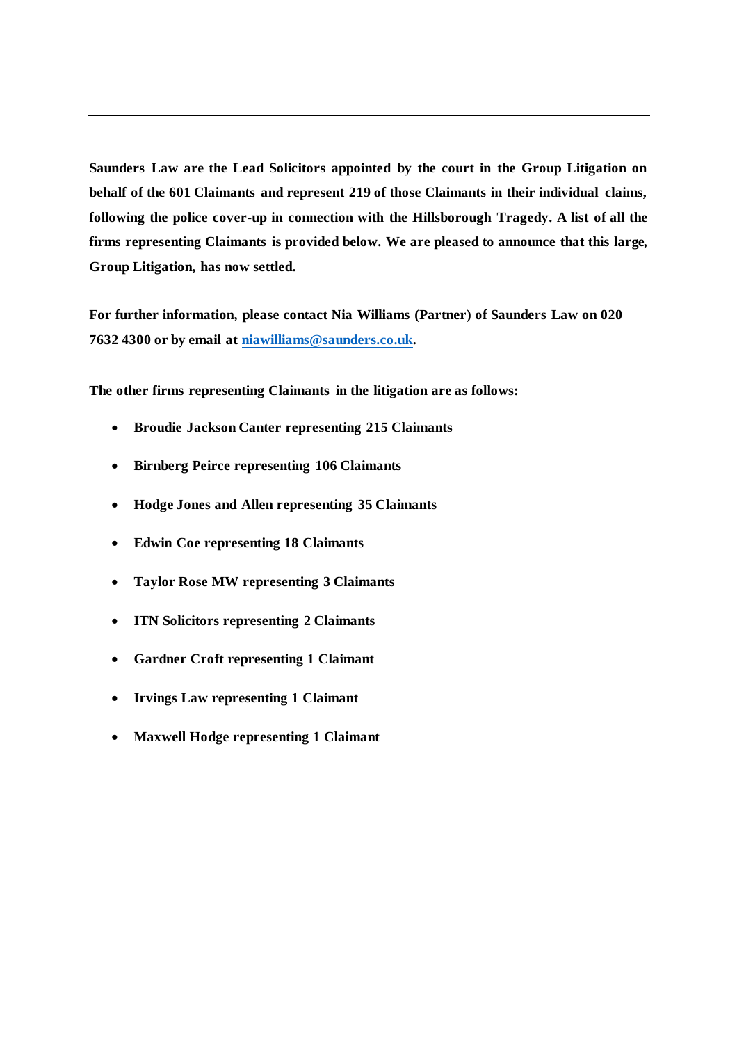---

**Saunders Law are the Lead Solicitors appointed by the court in the Group Litigation on behalf of the 601 Claimants and represent 219 of those Claimants in their individual claims, following the police cover-up in connection with the Hillsborough Tragedy. A list of all the firms representing Claimants is provided below. We are pleased to announce that this large, Group Litigation, has now settled.**

**For further information, please contact Nia Williams (Partner) of Saunders Law on 020 7632 4300 or by email at [niawilliams@saunders.co.uk](mailto:niawilliams@saunders.co.uk).**

**The other firms representing Claimants in the litigation are as follows:**

- **Broudie Jackson Canter representing 215 Claimants**
- **Birnberg Peirce representing 106 Claimants**
- **Hodge Jones and Allen representing 35 Claimants**
- **Edwin Coe representing 18 Claimants**
- **Taylor Rose MW representing 3 Claimants**
- **ITN Solicitors representing 2 Claimants**
- **Gardner Croft representing 1 Claimant**
- **Irvings Law representing 1 Claimant**
- **Maxwell Hodge representing 1 Claimant**